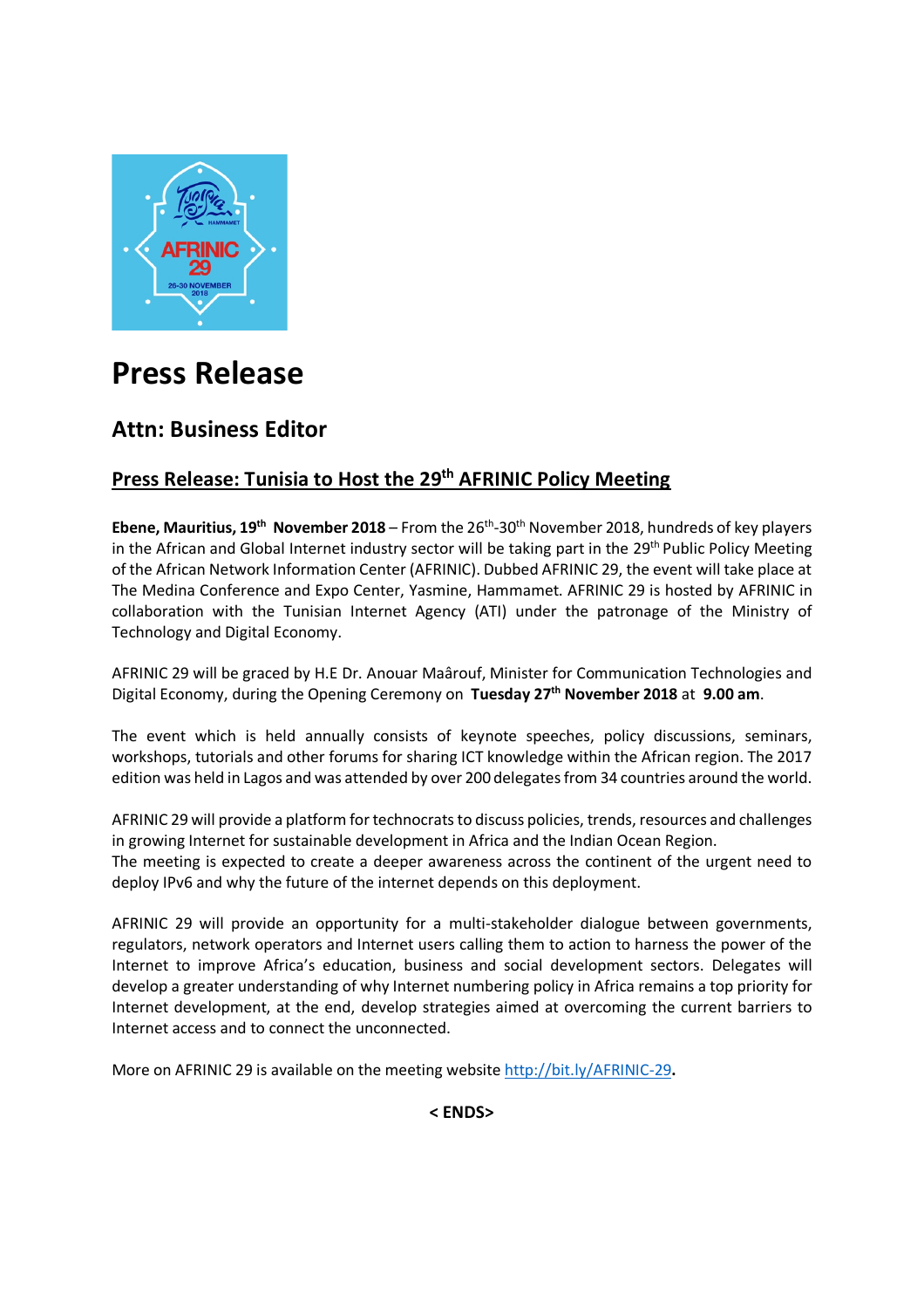# Press Release

## Attn: Business Editor

### Press Release: Tunisia to Host the 29th AFRINIC Policy Meeting

**Ebene, Mauritius, 19th November 2018** – From the 26th-30th November 2018, hundreds of key players in the African and Global Internet industry sector will be taking part in the 29th Public Policy Meeting of the African Network Information Center (AFRINIC). Dubbed AFRINIC 29, the event will take place at The Medina Conference and Expo Center, Yasmine, Hammamet. AFRINIC 29 is hosted by AFRINIC in collaboration with the Tunisian Internet Agency (ATI) under the patronage of the Ministry of Technology and Digital Economy.

AFRINIC 29 will be graced by H.E Dr. Anouar Maârouf, Minister for Communication Technologies and Digital Economy, during the Opening Ceremony on **Tuesday 27th November 2018** at **9.00 am**.

The event which is held annually consists of keynote speeches, policy discussions, seminars, workshops, tutorials and other forums for sharing ICT knowledge within the African region. The 2017 edition was held in Lagos and was attended by over 200 delegates from 34 countries around the world.

AFRINIC 29 will provide a platform for technocrats to discuss policies, trends, resources and challenges in growing Internet for sustainable development in Africa and the Indian Ocean Region.
The meeting is expected to create a deeper awareness across the continent of the urgent need to deploy IPv6 and why the future of the internet depends on this deployment.

AFRINIC 29 will provide an opportunity for a multi-stakeholder dialogue between governments, regulators, network operators and Internet users calling them to action to harness the power of the Internet to improve Africa's education, business and social development sectors. Delegates will develop a greater understanding of why Internet numbering policy in Africa remains a top priority for Internet development, at the end, develop strategies aimed at overcoming the current barriers to Internet access and to connect the unconnected.

More on AFRINIC 29 is available on the meeting website http://bit.ly/AFRINIC-29**.**

**< ENDS>**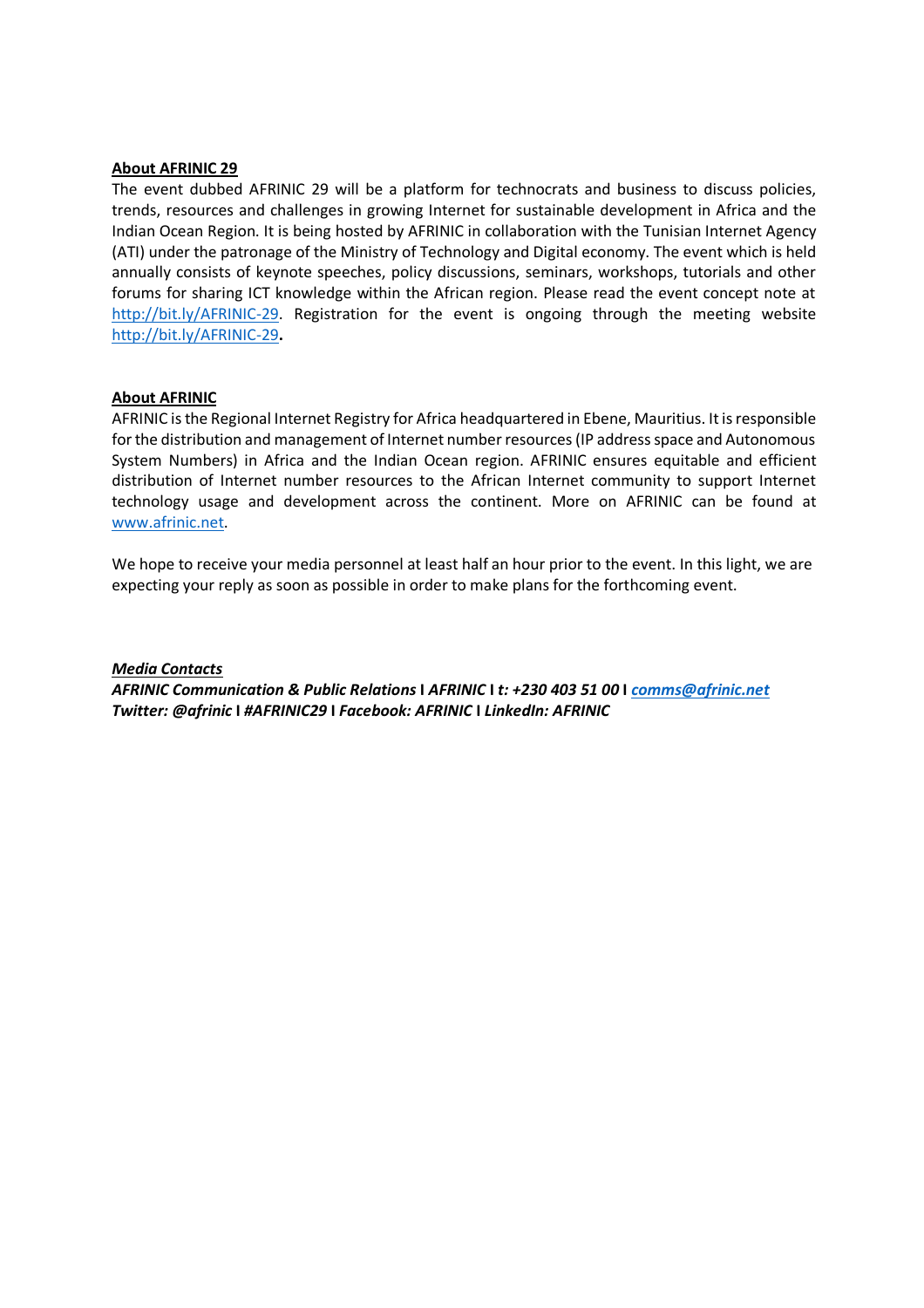**About AFRINIC 29**

The event dubbed AFRINIC 29 will be a platform for technocrats and business to discuss policies, trends, resources and challenges in growing Internet for sustainable development in Africa and the Indian Ocean Region. It is being hosted by AFRINIC in collaboration with the Tunisian Internet Agency (ATI) under the patronage of the Ministry of Technology and Digital economy. The event which is held annually consists of keynote speeches, policy discussions, seminars, workshops, tutorials and other forums for sharing ICT knowledge within the African region. Please read the event concept note at http://bit.ly/AFRINIC-29. Registration for the event is ongoing through the meeting website http://bit.ly/AFRINIC-29.

**About AFRINIC**

AFRINIC is the Regional Internet Registry for Africa headquartered in Ebene, Mauritius. It is responsible for the distribution and management of Internet number resources (IP address space and Autonomous System Numbers) in Africa and the Indian Ocean region. AFRINIC ensures equitable and efficient distribution of Internet number resources to the African Internet community to support Internet technology usage and development across the continent. More on AFRINIC can be found at www.afrinic.net.

We hope to receive your media personnel at least half an hour prior to the event. In this light, we are expecting your reply as soon as possible in order to make plans for the forthcoming event.

***Media Contacts***

***AFRINIC Communication & Public Relations* I *AFRINIC* I *t: +230 403 51 00* I *comms@afrinic.net***

***Twitter: @afrinic* I *#AFRINIC29* I *Facebook: AFRINIC* I *LinkedIn: AFRINIC***